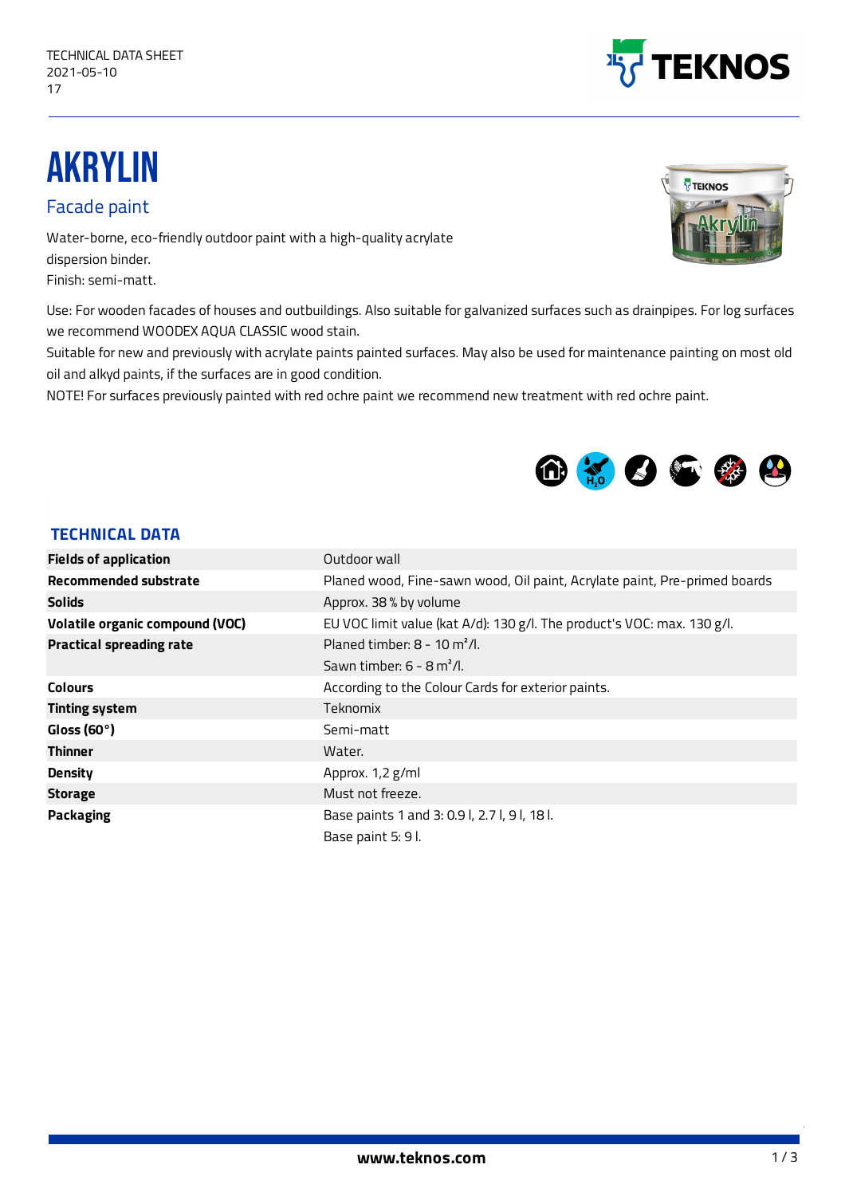TECHNICAL DATA SHEET
2021-05-10
17

# AKRYLIN

## Facade paint

Water-borne, eco-friendly outdoor paint with a high-quality acrylate dispersion binder.
Finish: semi-matt.

Use: For wooden facades of houses and outbuildings. Also suitable for galvanized surfaces such as drainpipes. For log surfaces we recommend WOODEX AQUA CLASSIC wood stain.
Suitable for new and previously with acrylate paints painted surfaces. May also be used for maintenance painting on most old oil and alkyd paints, if the surfaces are in good condition.
NOTE! For surfaces previously painted with red ochre paint we recommend new treatment with red ochre paint.

### TECHNICAL DATA

| | |
|---|---|
| **Fields of application** | Outdoor wall |
| **Recommended substrate** | Planed wood, Fine-sawn wood, Oil paint, Acrylate paint, Pre-primed boards |
| **Solids** | Approx. 38 % by volume |
| **Volatile organic compound (VOC)** | EU VOC limit value (kat A/d): 130 g/l. The product's VOC: max. 130 g/l. |
| **Practical spreading rate** | Planed timber: 8 - 10 m²/l.<br>Sawn timber: 6 - 8 m²/l. |
| **Colours** | According to the Colour Cards for exterior paints. |
| **Tinting system** | Teknomix |
| **Gloss (60°)** | Semi-matt |
| **Thinner** | Water. |
| **Density** | Approx. 1,2 g/ml |
| **Storage** | Must not freeze. |
| **Packaging** | Base paints 1 and 3: 0.9 l, 2.7 l, 9 l, 18 l.<br>Base paint 5: 9 l. |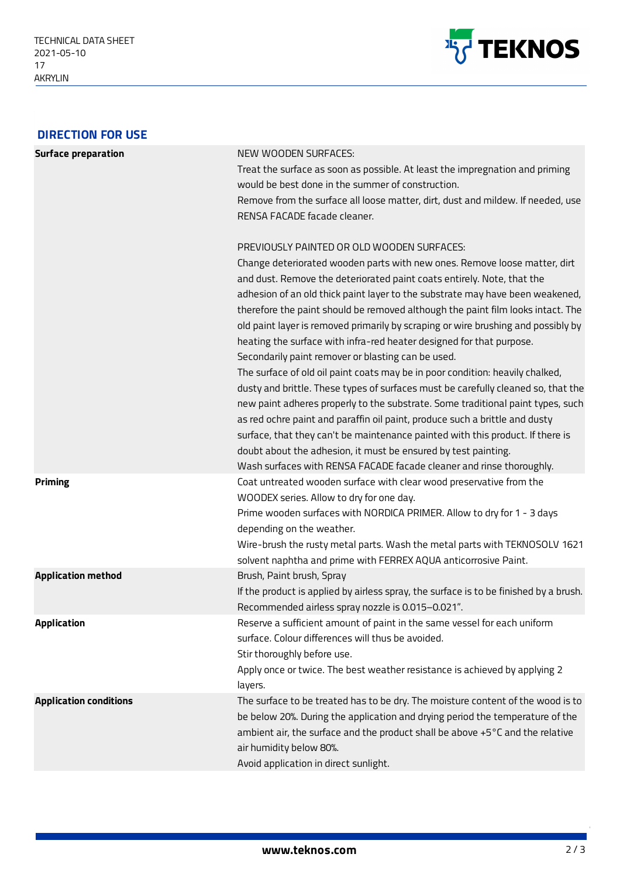## DIRECTION FOR USE

| | |
|---|---|
| **Surface preparation** | NEW WOODEN SURFACES:<br>Treat the surface as soon as possible. At least the impregnation and priming would be best done in the summer of construction.<br>Remove from the surface all loose matter, dirt, dust and mildew. If needed, use RENSA FACADE facade cleaner.<br><br>PREVIOUSLY PAINTED OR OLD WOODEN SURFACES:<br>Change deteriorated wooden parts with new ones. Remove loose matter, dirt and dust. Remove the deteriorated paint coats entirely. Note, that the adhesion of an old thick paint layer to the substrate may have been weakened, therefore the paint should be removed although the paint film looks intact. The old paint layer is removed primarily by scraping or wire brushing and possibly by heating the surface with infra-red heater designed for that purpose. Secondarily paint remover or blasting can be used.<br>The surface of old oil paint coats may be in poor condition: heavily chalked, dusty and brittle. These types of surfaces must be carefully cleaned so, that the new paint adheres properly to the substrate. Some traditional paint types, such as red ochre paint and paraffin oil paint, produce such a brittle and dusty surface, that they can't be maintenance painted with this product. If there is doubt about the adhesion, it must be ensured by test painting.<br>Wash surfaces with RENSA FACADE facade cleaner and rinse thoroughly. |
| **Priming** | Coat untreated wooden surface with clear wood preservative from the WOODEX series. Allow to dry for one day.<br>Prime wooden surfaces with NORDICA PRIMER. Allow to dry for 1 - 3 days depending on the weather.<br>Wire-brush the rusty metal parts. Wash the metal parts with TEKNOSOLV 1621 solvent naphtha and prime with FERREX AQUA anticorrosive Paint. |
| **Application method** | Brush, Paint brush, Spray<br>If the product is applied by airless spray, the surface is to be finished by a brush. Recommended airless spray nozzle is 0.015–0.021". |
| **Application** | Reserve a sufficient amount of paint in the same vessel for each uniform surface. Colour differences will thus be avoided.<br>Stir thoroughly before use.<br>Apply once or twice. The best weather resistance is achieved by applying 2 layers. |
| **Application conditions** | The surface to be treated has to be dry. The moisture content of the wood is to be below 20%. During the application and drying period the temperature of the ambient air, the surface and the product shall be above +5°C and the relative air humidity below 80%.<br>Avoid application in direct sunlight. |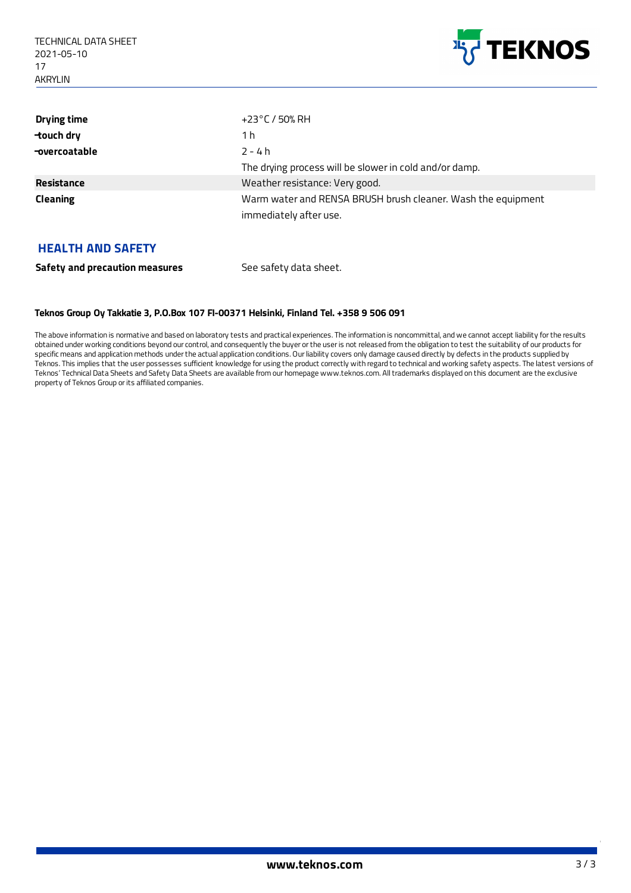| | |
|---|---|
| **Drying time** | +23°C / 50% RH |
| **-touch dry** | 1 h |
| **-overcoatable** | 2 - 4 h |
| | The drying process will be slower in cold and/or damp. |
| **Resistance** | Weather resistance: Very good. |
| **Cleaning** | Warm water and RENSA BRUSH brush cleaner. Wash the equipment immediately after use. |

## HEALTH AND SAFETY

| | |
|---|---|
| **Safety and precaution measures** | See safety data sheet. |

**Teknos Group Oy Takkatie 3, P.O.Box 107 FI-00371 Helsinki, Finland Tel. +358 9 506 091**

The above information is normative and based on laboratory tests and practical experiences. The information is noncommittal, and we cannot accept liability for the results obtained under working conditions beyond our control, and consequently the buyer or the user is not released from the obligation to test the suitability of our products for specific means and application methods under the actual application conditions. Our liability covers only damage caused directly by defects in the products supplied by Teknos. This implies that the user possesses sufficient knowledge for using the product correctly with regard to technical and working safety aspects. The latest versions of Teknos' Technical Data Sheets and Safety Data Sheets are available from our homepage www.teknos.com. All trademarks displayed on this document are the exclusive property of Teknos Group or its affiliated companies.